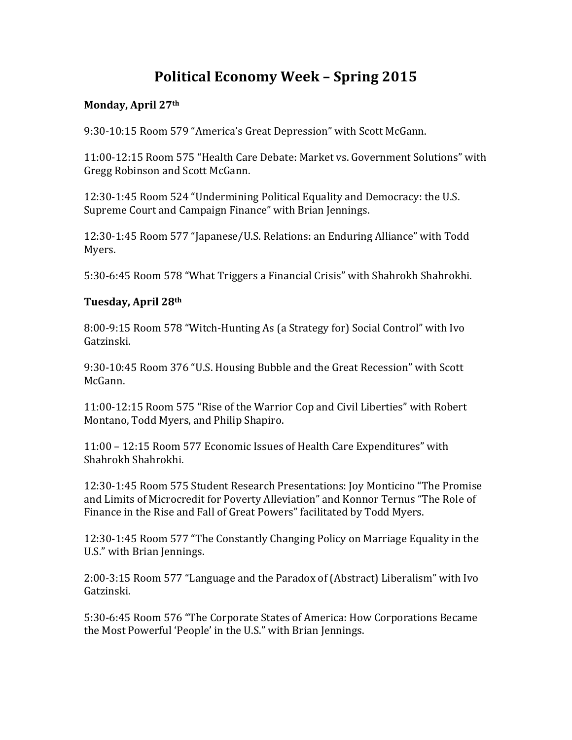# Political Economy Week – Spring 2015

**Monday, April 27th**

9:30-10:15 Room 579 "America's Great Depression" with Scott McGann.

11:00-12:15 Room 575 "Health Care Debate: Market vs. Government Solutions" with Gregg Robinson and Scott McGann.

12:30-1:45 Room 524 "Undermining Political Equality and Democracy: the U.S. Supreme Court and Campaign Finance" with Brian Jennings.

12:30-1:45 Room 577 "Japanese/U.S. Relations: an Enduring Alliance" with Todd Myers.

5:30-6:45 Room 578 "What Triggers a Financial Crisis" with Shahrokh Shahrokhi.

**Tuesday, April 28th**

8:00-9:15 Room 578 "Witch-Hunting As (a Strategy for) Social Control" with Ivo Gatzinski.

9:30-10:45 Room 376 "U.S. Housing Bubble and the Great Recession" with Scott McGann.

11:00-12:15 Room 575 "Rise of the Warrior Cop and Civil Liberties" with Robert Montano, Todd Myers, and Philip Shapiro.

11:00 – 12:15 Room 577 Economic Issues of Health Care Expenditures" with Shahrokh Shahrokhi.

12:30-1:45 Room 575 Student Research Presentations: Joy Monticino "The Promise and Limits of Microcredit for Poverty Alleviation" and Konnor Ternus "The Role of Finance in the Rise and Fall of Great Powers" facilitated by Todd Myers.

12:30-1:45 Room 577 "The Constantly Changing Policy on Marriage Equality in the U.S." with Brian Jennings.

2:00-3:15 Room 577 "Language and the Paradox of (Abstract) Liberalism" with Ivo Gatzinski.

5:30-6:45 Room 576 "The Corporate States of America: How Corporations Became the Most Powerful 'People' in the U.S." with Brian Jennings.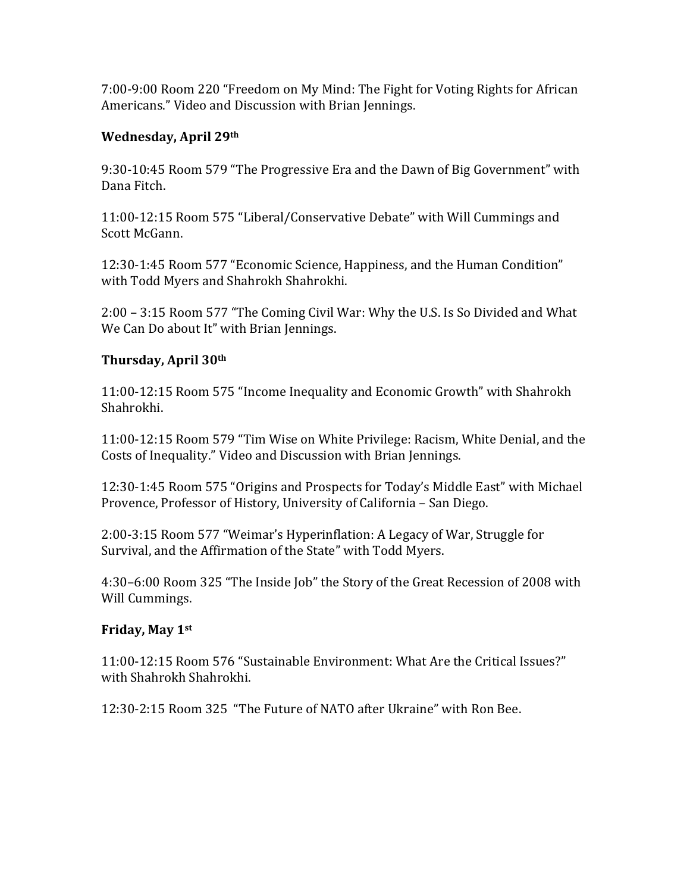7:00-9:00 Room 220 “Freedom on My Mind: The Fight for Voting Rights for African Americans.” Video and Discussion with Brian Jennings.

**Wednesday, April 29th**

9:30-10:45 Room 579 “The Progressive Era and the Dawn of Big Government” with Dana Fitch.

11:00-12:15 Room 575 “Liberal/Conservative Debate” with Will Cummings and Scott McGann.

12:30-1:45 Room 577 “Economic Science, Happiness, and the Human Condition” with Todd Myers and Shahrokh Shahrokhi.

2:00 – 3:15 Room 577 “The Coming Civil War: Why the U.S. Is So Divided and What We Can Do about It” with Brian Jennings.

**Thursday, April 30th**

11:00-12:15 Room 575 “Income Inequality and Economic Growth” with Shahrokh Shahrokhi.

11:00-12:15 Room 579 “Tim Wise on White Privilege: Racism, White Denial, and the Costs of Inequality.” Video and Discussion with Brian Jennings.

12:30-1:45 Room 575 “Origins and Prospects for Today’s Middle East” with Michael Provence, Professor of History, University of California – San Diego.

2:00-3:15 Room 577 “Weimar’s Hyperinflation: A Legacy of War, Struggle for Survival, and the Affirmation of the State” with Todd Myers.

4:30–6:00 Room 325 “The Inside Job” the Story of the Great Recession of 2008 with Will Cummings.

**Friday, May 1st**

11:00-12:15 Room 576 “Sustainable Environment: What Are the Critical Issues?” with Shahrokh Shahrokhi.

12:30-2:15 Room 325 “The Future of NATO after Ukraine” with Ron Bee.